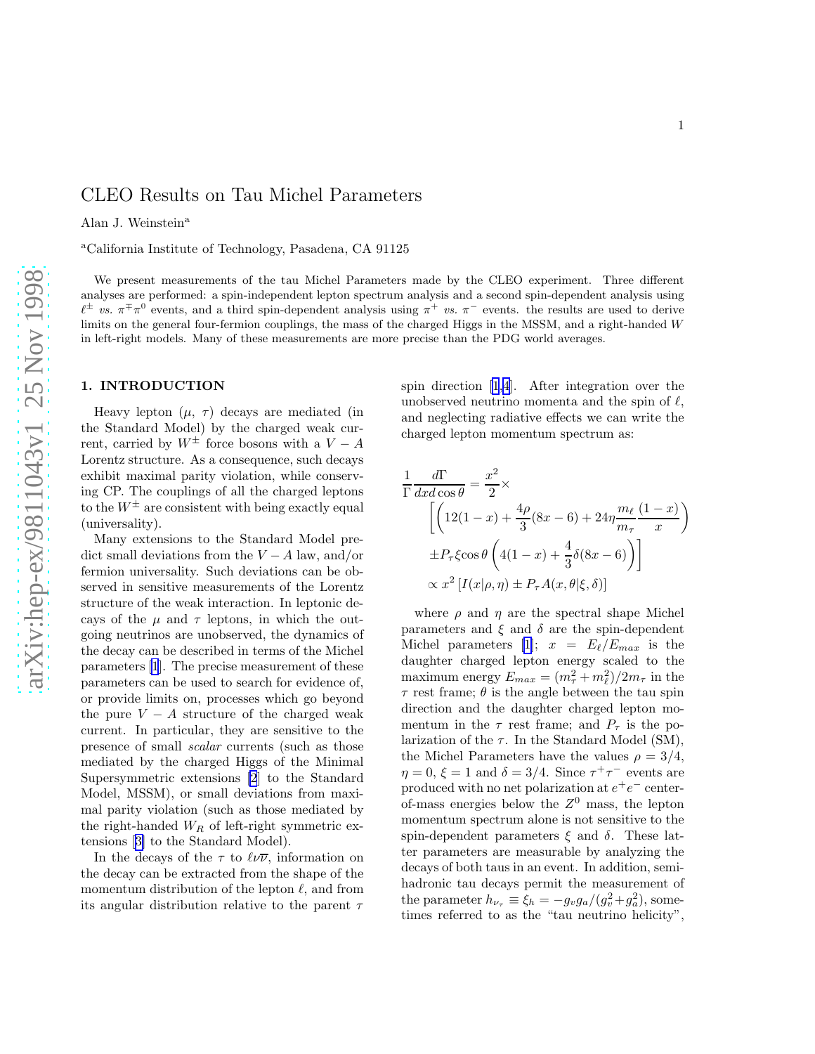# CLEO Results on Tau Michel Parameters

Alan J. Weinstein[a]

[a]California Institute of Technology, Pasadena, CA 91125

We present measurements of the tau Michel Parameters made by the CLEO experiment. Three different analyses are performed: a spin-independent lepton spectrum analysis and a second spin-dependent analysis using $\ell^\pm$ *vs.* $\pi^\mp\pi^0$ events, and a third spin-dependent analysis using $\pi^+$ *vs.* $\pi^-$ events. the results are used to derive limits on the general four-fermion couplings, the mass of the charged Higgs in the MSSM, and a right-handed $W$ in left-right models. Many of these measurements are more precise than the PDG world averages.

## 1. INTRODUCTION

Heavy lepton ($\mu$, $\tau$) decays are mediated (in the Standard Model) by the charged weak current, carried by $W^\pm$ force bosons with a $V-A$ Lorentz structure. As a consequence, such decays exhibit maximal parity violation, while conserving CP. The couplings of all the charged leptons to the $W^\pm$ are consistent with being exactly equal (universality).

Many extensions to the Standard Model predict small deviations from the $V-A$ law, and/or fermion universality. Such deviations can be observed in sensitive measurements of the Lorentz structure of the weak interaction. In leptonic decays of the $\mu$ and $\tau$ leptons, in which the outgoing neutrinos are unobserved, the dynamics of the decay can be described in terms of the Michel parameters [1]. The precise measurement of these parameters can be used to search for evidence of, or provide limits on, processes which go beyond the pure $V-A$ structure of the charged weak current. In particular, they are sensitive to the presence of small *scalar* currents (such as those mediated by the charged Higgs of the Minimal Supersymmetric extensions [2] to the Standard Model, MSSM), or small deviations from maximal parity violation (such as those mediated by the right-handed $W_R$ of left-right symmetric extensions [3] to the Standard Model).

In the decays of the $\tau$ to $\ell\nu\overline{\nu}$, information on the decay can be extracted from the shape of the momentum distribution of the lepton $\ell$, and from its angular distribution relative to the parent $\tau$ spin direction [1,4]. After integration over the unobserved neutrino momenta and the spin of $\ell$, and neglecting radiative effects we can write the charged lepton momentum spectrum as:

$$\begin{aligned}
\frac{1}{\Gamma}\frac{d\Gamma}{dx\,d\cos\theta} &= \frac{x^2}{2}\times \\
&\left[\left(12(1-x)+\frac{4\rho}{3}(8x-6)+24\eta\frac{m_\ell}{m_\tau}\frac{(1-x)}{x}\right)\right. \\
&\left.\pm P_\tau\xi\cos\theta\left(4(1-x)+\frac{4}{3}\delta(8x-6)\right)\right] \\
&\propto x^2\left[I(x|\rho,\eta)\pm P_\tau A(x,\theta|\xi,\delta)\right]
\end{aligned}$$

where $\rho$ and $\eta$ are the spectral shape Michel parameters and $\xi$ and $\delta$ are the spin-dependent Michel parameters [1]; $x = E_\ell/E_{max}$ is the daughter charged lepton energy scaled to the maximum energy $E_{max} = (m_\tau^2+m_\ell^2)/2m_\tau$ in the $\tau$ rest frame; $\theta$ is the angle between the tau spin direction and the daughter charged lepton momentum in the $\tau$ rest frame; and $P_\tau$ is the polarization of the $\tau$. In the Standard Model (SM), the Michel Parameters have the values $\rho = 3/4$, $\eta = 0$, $\xi = 1$ and $\delta = 3/4$. Since $\tau^+\tau^-$ events are produced with no net polarization at $e^+e^-$ center-of-mass energies below the $Z^0$ mass, the lepton momentum spectrum alone is not sensitive to the spin-dependent parameters $\xi$ and $\delta$. These latter parameters are measurable by analyzing the decays of both taus in an event. In addition, semi-hadronic tau decays permit the measurement of the parameter $h_{\nu_\tau} \equiv \xi_h = -g_v g_a/(g_v^2+g_a^2)$, sometimes referred to as the "tau neutrino helicity",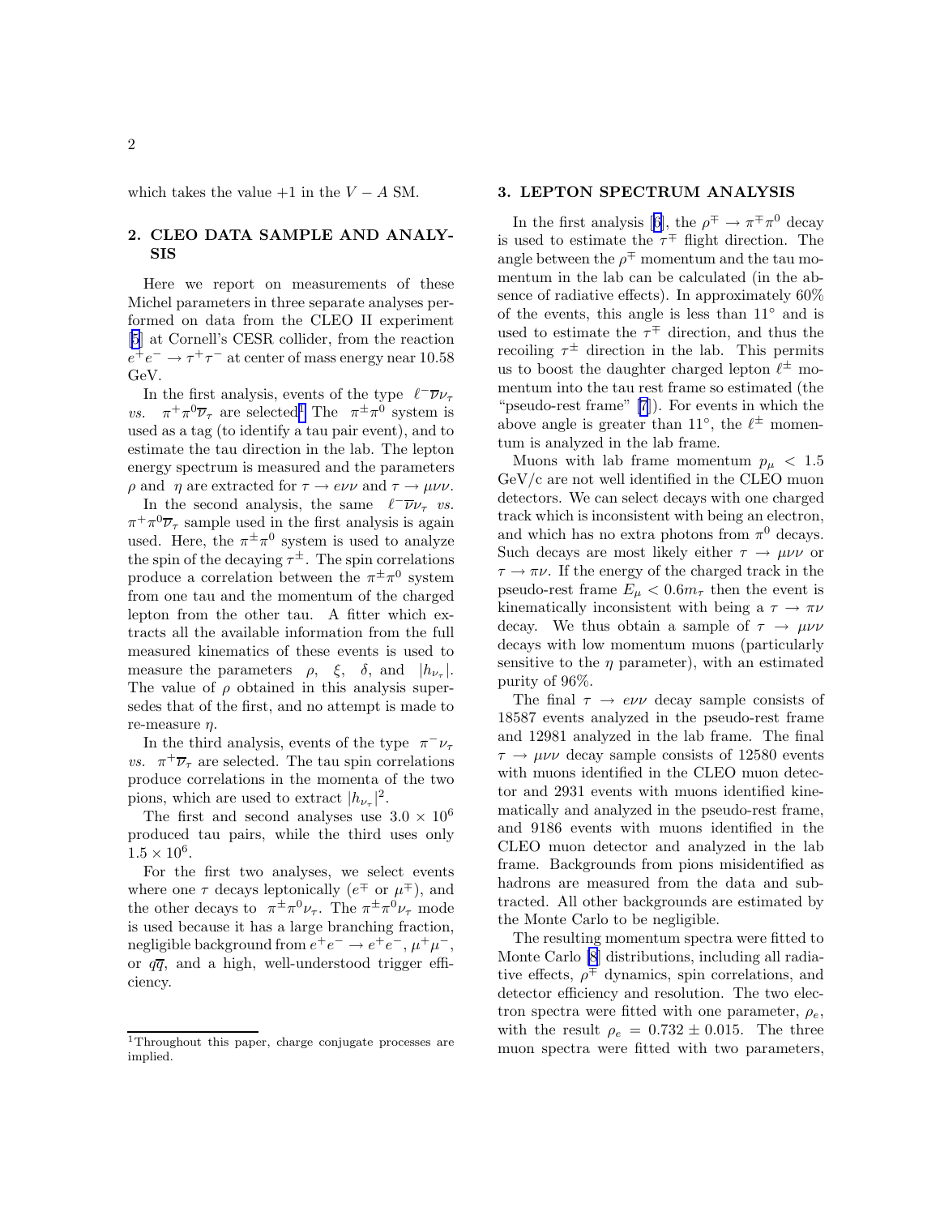which takes the value +1 in the $V-A$ SM.

## 2. CLEO DATA SAMPLE AND ANALYSIS

Here we report on measurements of these Michel parameters in three separate analyses performed on data from the CLEO II experiment [5] at Cornell's CESR collider, from the reaction $e^+e^- \to \tau^+\tau^-$ at center of mass energy near 10.58 GeV.

In the first analysis, events of the type $\ell^-\overline{\nu}\nu_\tau$ *vs.* $\pi^+\pi^0\overline{\nu}_\tau$ are selected[1] The $\pi^\pm\pi^0$ system is used as a tag (to identify a tau pair event), and to estimate the tau direction in the lab. The lepton energy spectrum is measured and the parameters $\rho$ and $\eta$ are extracted for $\tau \to e\nu\nu$ and $\tau \to \mu\nu\nu$.

In the second analysis, the same $\ell^-\overline{\nu}\nu_\tau$ *vs.* $\pi^+\pi^0\overline{\nu}_\tau$ sample used in the first analysis is again used. Here, the $\pi^\pm\pi^0$ system is used to analyze the spin of the decaying $\tau^\pm$. The spin correlations produce a correlation between the $\pi^\pm\pi^0$ system from one tau and the momentum of the charged lepton from the other tau. A fitter which extracts all the available information from the full measured kinematics of these events is used to measure the parameters $\rho$, $\xi$, $\delta$, and $|h_{\nu_\tau}|$. The value of $\rho$ obtained in this analysis supersedes that of the first, and no attempt is made to re-measure $\eta$.

In the third analysis, events of the type $\pi^-\nu_\tau$ *vs.* $\pi^+\overline{\nu}_\tau$ are selected. The tau spin correlations produce correlations in the momenta of the two pions, which are used to extract $|h_{\nu_\tau}|^2$.

The first and second analyses use $3.0 \times 10^6$ produced tau pairs, while the third uses only $1.5 \times 10^6$.

For the first two analyses, we select events where one $\tau$ decays leptonically ($e^\mp$ or $\mu^\mp$), and the other decays to $\pi^\pm\pi^0\nu_\tau$. The $\pi^\pm\pi^0\nu_\tau$ mode is used because it has a large branching fraction, negligible background from $e^+e^- \to e^+e^-$, $\mu^+\mu^-$, or $q\overline{q}$, and a high, well-understood trigger efficiency.

[1] Throughout this paper, charge conjugate processes are implied.

## 3. LEPTON SPECTRUM ANALYSIS

In the first analysis [6], the $\rho^\mp \to \pi^\mp\pi^0$ decay is used to estimate the $\tau^\mp$ flight direction. The angle between the $\rho^\mp$ momentum and the tau momentum in the lab can be calculated (in the absence of radiative effects). In approximately 60% of the events, this angle is less than 11° and is used to estimate the $\tau^\mp$ direction, and thus the recoiling $\tau^\pm$ direction in the lab. This permits us to boost the daughter charged lepton $\ell^\pm$ momentum into the tau rest frame so estimated (the "pseudo-rest frame" [7]). For events in which the above angle is greater than 11°, the $\ell^\pm$ momentum is analyzed in the lab frame.

Muons with lab frame momentum $p_\mu < 1.5$ GeV/c are not well identified in the CLEO muon detectors. We can select decays with one charged track which is inconsistent with being an electron, and which has no extra photons from $\pi^0$ decays. Such decays are most likely either $\tau \to \mu\nu\nu$ or $\tau \to \pi\nu$. If the energy of the charged track in the pseudo-rest frame $E_\mu < 0.6 m_\tau$ then the event is kinematically inconsistent with being a $\tau \to \pi\nu$ decay. We thus obtain a sample of $\tau \to \mu\nu\nu$ decays with low momentum muons (particularly sensitive to the $\eta$ parameter), with an estimated purity of 96%.

The final $\tau \to e\nu\nu$ decay sample consists of 18587 events analyzed in the pseudo-rest frame and 12981 analyzed in the lab frame. The final $\tau \to \mu\nu\nu$ decay sample consists of 12580 events with muons identified in the CLEO muon detector and 2931 events with muons identified kinematically and analyzed in the pseudo-rest frame, and 9186 events with muons identified in the CLEO muon detector and analyzed in the lab frame. Backgrounds from pions misidentified as hadrons are measured from the data and subtracted. All other backgrounds are estimated by the Monte Carlo to be negligible.

The resulting momentum spectra were fitted to Monte Carlo [8] distributions, including all radiative effects, $\rho^\mp$ dynamics, spin correlations, and detector efficiency and resolution. The two electron spectra were fitted with one parameter, $\rho_e$, with the result $\rho_e = 0.732 \pm 0.015$. The three muon spectra were fitted with two parameters,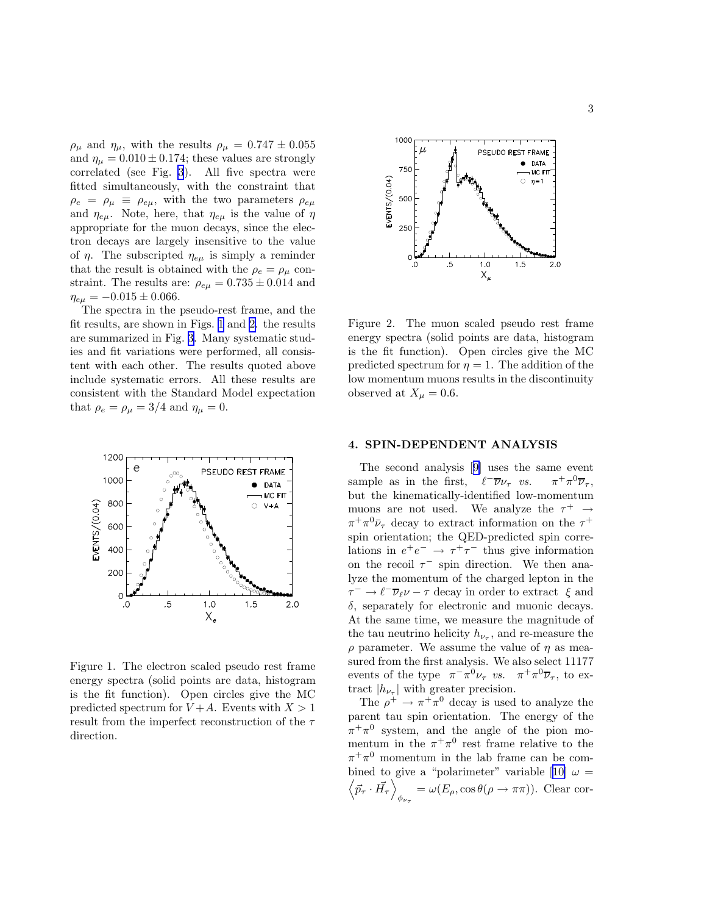$\rho_\mu$ and $\eta_\mu$, with the results $\rho_\mu = 0.747 \pm 0.055$ and $\eta_\mu = 0.010 \pm 0.174$; these values are strongly correlated (see Fig. 3). All five spectra were fitted simultaneously, with the constraint that $\rho_e = \rho_\mu \equiv \rho_{e\mu}$, with the two parameters $\rho_{e\mu}$ and $\eta_{e\mu}$. Note, here, that $\eta_{e\mu}$ is the value of $\eta$ appropriate for the muon decays, since the electron decays are largely insensitive to the value of $\eta$. The subscripted $\eta_{e\mu}$ is simply a reminder that the result is obtained with the $\rho_e = \rho_\mu$ constraint. The results are: $\rho_{e\mu} = 0.735 \pm 0.014$ and $\eta_{e\mu} = -0.015 \pm 0.066$.

The spectra in the pseudo-rest frame, and the fit results, are shown in Figs. 1 and 2, the results are summarized in Fig. 3. Many systematic studies and fit variations were performed, all consistent with each other. The results quoted above include systematic errors. All these results are consistent with the Standard Model expectation that $\rho_e = \rho_\mu = 3/4$ and $\eta_\mu = 0$.

Figure 1. The electron scaled pseudo rest frame energy spectra (solid points are data, histogram is the fit function). Open circles give the MC predicted spectrum for $V+A$. Events with $X > 1$ result from the imperfect reconstruction of the $\tau$ direction.

Figure 2. The muon scaled pseudo rest frame energy spectra (solid points are data, histogram is the fit function). Open circles give the MC predicted spectrum for $\eta = 1$. The addition of the low momentum muons results in the discontinuity observed at $X_\mu = 0.6$.

## 4. SPIN-DEPENDENT ANALYSIS

The second analysis [9] uses the same event sample as in the first, $\ell^-\overline{\nu}\nu_\tau$ *vs.* $\pi^+\pi^0\overline{\nu}_\tau$, but the kinematically-identified low-momentum muons are not used. We analyze the $\tau^+ \to \pi^+\pi^0\bar{\nu}_\tau$ decay to extract information on the $\tau^+$ spin orientation; the QED-predicted spin correlations in $e^+e^- \to \tau^+\tau^-$ thus give information on the recoil $\tau^-$ spin direction. We then analyze the momentum of the charged lepton in the $\tau^- \to \ell^-\overline{\nu}_\ell\nu - \tau$ decay in order to extract $\xi$ and $\delta$, separately for electronic and muonic decays. At the same time, we measure the magnitude of the tau neutrino helicity $h_{\nu_\tau}$, and re-measure the $\rho$ parameter. We assume the value of $\eta$ as measured from the first analysis. We also select 11177 events of the type $\pi^-\pi^0\nu_\tau$ *vs.* $\pi^+\pi^0\overline{\nu}_\tau$, to extract $|h_{\nu_\tau}|$ with greater precision.

The $\rho^+ \to \pi^+\pi^0$ decay is used to analyze the parent tau spin orientation. The energy of the $\pi^+\pi^0$ system, and the angle of the pion momentum in the $\pi^+\pi^0$ rest frame relative to the $\pi^+\pi^0$ momentum in the lab frame can be combined to give a "polarimeter" variable [10] $\omega = \left\langle \vec{p}_\tau \cdot \vec{H}_\tau \right\rangle_{\phi_{\nu_\tau}} = \omega(E_\rho, \cos\theta(\rho \to \pi\pi))$. Clear cor-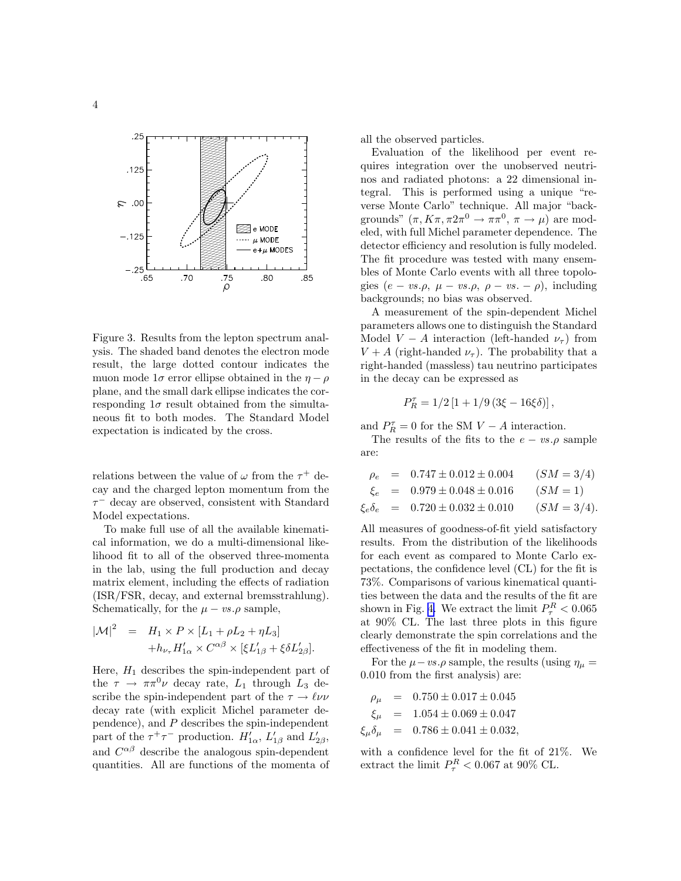Figure 3. Results from the lepton spectrum analysis. The shaded band denotes the electron mode result, the large dotted contour indicates the muon mode $1\sigma$ error ellipse obtained in the $\eta - \rho$ plane, and the small dark ellipse indicates the corresponding $1\sigma$ result obtained from the simultaneous fit to both modes. The Standard Model expectation is indicated by the cross.

relations between the value of $\omega$ from the $\tau^+$ decay and the charged lepton momentum from the $\tau^-$ decay are observed, consistent with Standard Model expectations.

To make full use of all the available kinematical information, we do a multi-dimensional likelihood fit to all of the observed three-momenta in the lab, using the full production and decay matrix element, including the effects of radiation (ISR/FSR, decay, and external bremsstrahlung). Schematically, for the $\mu - vs.\rho$ sample,

$$
\begin{aligned}
|\mathcal{M}|^2 &= H_1 \times P \times [L_1 + \rho L_2 + \eta L_3] \\
&\quad + h_{\nu_\tau} H'_{1\alpha} \times C^{\alpha\beta} \times [\xi L'_{1\beta} + \xi\delta L'_{2\beta}].
\end{aligned}
$$

Here, $H_1$ describes the spin-independent part of the $\tau \to \pi\pi^0\nu$ decay rate, $L_1$ through $L_3$ describe the spin-independent part of the $\tau \to \ell\nu\nu$ decay rate (with explicit Michel parameter dependence), and $P$ describes the spin-independent part of the $\tau^+\tau^-$ production. $H'_{1\alpha}$, $L'_{1\beta}$ and $L'_{2\beta}$, and $C^{\alpha\beta}$ describe the analogous spin-dependent quantities. All are functions of the momenta of all the observed particles.

Evaluation of the likelihood per event requires integration over the unobserved neutrinos and radiated photons: a 22 dimensional integral. This is performed using a unique "reverse Monte Carlo" technique. All major "backgrounds" ($\pi, K\pi, \pi 2\pi^0 \to \pi\pi^0$, $\pi \to \mu$) are modeled, with full Michel parameter dependence. The detector efficiency and resolution is fully modeled. The fit procedure was tested with many ensembles of Monte Carlo events with all three topologies ($e - vs.\rho$, $\mu - vs.\rho$, $\rho - vs. - \rho$), including backgrounds; no bias was observed.

A measurement of the spin-dependent Michel parameters allows one to distinguish the Standard Model $V - A$ interaction (left-handed $\nu_\tau$) from $V + A$ (right-handed $\nu_\tau$). The probability that a right-handed (massless) tau neutrino participates in the decay can be expressed as

$$
P_R^\tau = 1/2\,[1 + 1/9\,(3\xi - 16\xi\delta)]\,,
$$

and $P_R^\tau = 0$ for the SM $V - A$ interaction.

The results of the fits to the $e - vs.\rho$ sample are:

$$
\begin{aligned}
\rho_e &= 0.747 \pm 0.012 \pm 0.004 \qquad (SM = 3/4) \\
\xi_e &= 0.979 \pm 0.048 \pm 0.016 \qquad (SM = 1) \\
\xi_e\delta_e &= 0.720 \pm 0.032 \pm 0.010 \qquad (SM = 3/4).
\end{aligned}
$$

All measures of goodness-of-fit yield satisfactory results. From the distribution of the likelihoods for each event as compared to Monte Carlo expectations, the confidence level (CL) for the fit is 73%. Comparisons of various kinematical quantities between the data and the results of the fit are shown in Fig. 4. We extract the limit $P_\tau^R < 0.065$ at 90% CL. The last three plots in this figure clearly demonstrate the spin correlations and the effectiveness of the fit in modeling them.

For the $\mu - vs.\rho$ sample, the results (using $\eta_\mu = 0.010$ from the first analysis) are:

$$
\begin{aligned}
\rho_\mu &= 0.750 \pm 0.017 \pm 0.045 \\
\xi_\mu &= 1.054 \pm 0.069 \pm 0.047 \\
\xi_\mu\delta_\mu &= 0.786 \pm 0.041 \pm 0.032,
\end{aligned}
$$

with a confidence level for the fit of 21%. We extract the limit $P_\tau^R < 0.067$ at 90% CL.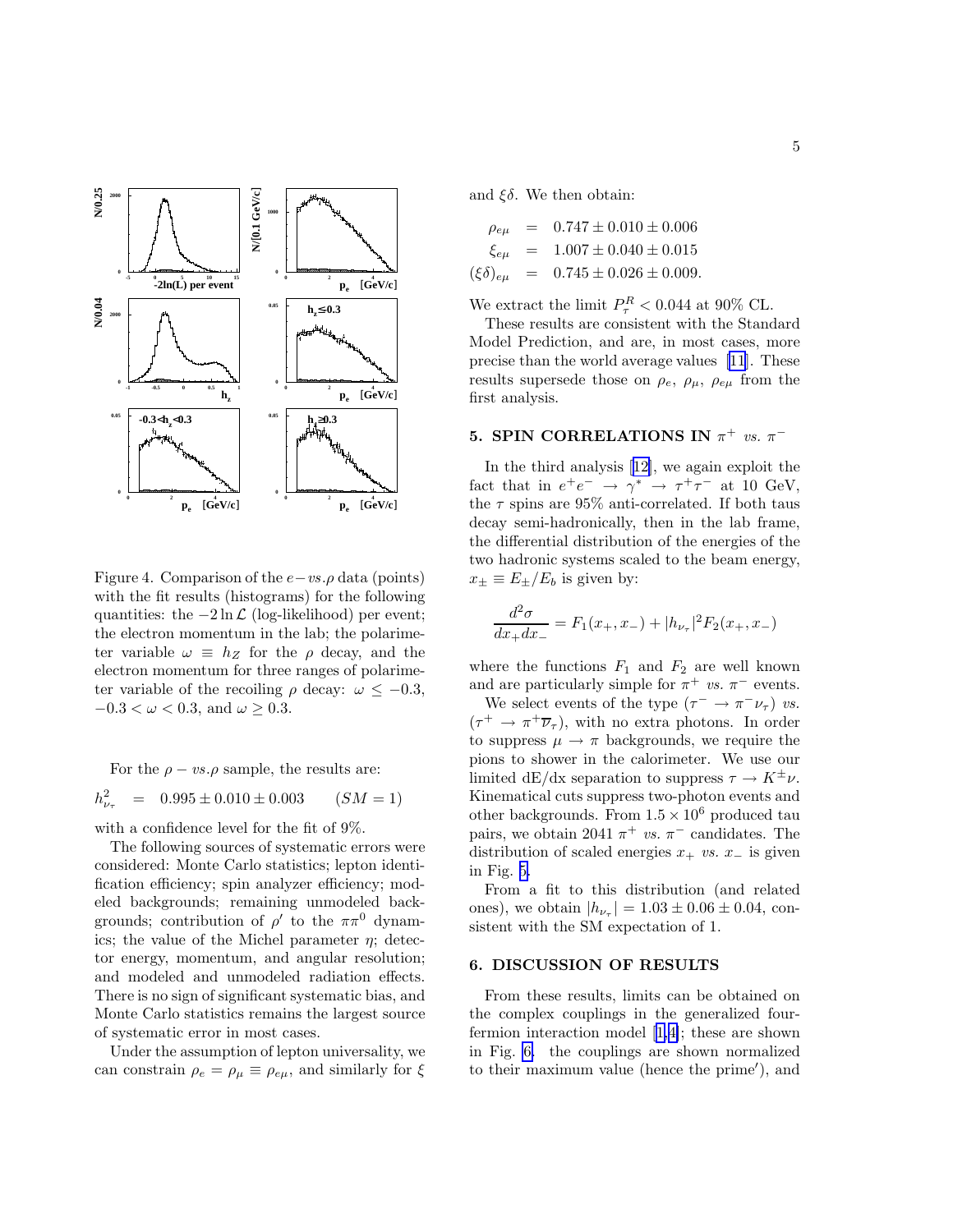Figure 4. Comparison of the $e-vs.\rho$ data (points) with the fit results (histograms) for the following quantities: the $-2\ln\mathcal{L}$ (log-likelihood) per event; the electron momentum in the lab; the polarimeter variable $\omega \equiv h_Z$ for the $\rho$ decay, and the electron momentum for three ranges of polarimeter variable of the recoiling $\rho$ decay: $\omega \leq -0.3$, $-0.3 < \omega < 0.3$, and $\omega \geq 0.3$.

For the $\rho - vs.\rho$ sample, the results are:

$$h_{\nu_\tau}^2 \quad = \quad 0.995 \pm 0.010 \pm 0.003 \qquad (SM = 1)$$

with a confidence level for the fit of 9%.

The following sources of systematic errors were considered: Monte Carlo statistics; lepton identification efficiency; spin analyzer efficiency; modeled backgrounds; remaining unmodeled backgrounds; contribution of $\rho'$ to the $\pi\pi^0$ dynamics; the value of the Michel parameter $\eta$; detector energy, momentum, and angular resolution; and modeled and unmodeled radiation effects. There is no sign of significant systematic bias, and Monte Carlo statistics remains the largest source of systematic error in most cases.

Under the assumption of lepton universality, we can constrain $\rho_e = \rho_\mu \equiv \rho_{e\mu}$, and similarly for $\xi$ and $\xi\delta$. We then obtain:

$$\begin{aligned}
\rho_{e\mu} &= 0.747 \pm 0.010 \pm 0.006 \\
\xi_{e\mu} &= 1.007 \pm 0.040 \pm 0.015 \\
(\xi\delta)_{e\mu} &= 0.745 \pm 0.026 \pm 0.009.
\end{aligned}$$

We extract the limit $P_\tau^R < 0.044$ at 90% CL.

These results are consistent with the Standard Model Prediction, and are, in most cases, more precise than the world average values [11]. These results supersede those on $\rho_e$, $\rho_\mu$, $\rho_{e\mu}$ from the first analysis.

## 5. SPIN CORRELATIONS IN $\pi^+$ *vs.* $\pi^-$

In the third analysis [12], we again exploit the fact that in $e^+e^- \to \gamma^* \to \tau^+\tau^-$ at 10 GeV, the $\tau$ spins are 95% anti-correlated. If both taus decay semi-hadronically, then in the lab frame, the differential distribution of the energies of the two hadronic systems scaled to the beam energy, $x_\pm \equiv E_\pm/E_b$ is given by:

$$\frac{d^2\sigma}{dx_+ dx_-} = F_1(x_+, x_-) + |h_{\nu_\tau}|^2 F_2(x_+, x_-)$$

where the functions $F_1$ and $F_2$ are well known and are particularly simple for $\pi^+$ *vs.* $\pi^-$ events.

We select events of the type $(\tau^- \to \pi^-\nu_\tau)$ *vs.* $(\tau^+ \to \pi^+\overline{\nu}_\tau)$, with no extra photons. In order to suppress $\mu \to \pi$ backgrounds, we require the pions to shower in the calorimeter. We use our limited dE/dx separation to suppress $\tau \to K^\pm\nu$. Kinematical cuts suppress two-photon events and other backgrounds. From $1.5 \times 10^6$ produced tau pairs, we obtain 2041 $\pi^+$ *vs.* $\pi^-$ candidates. The distribution of scaled energies $x_+$ *vs.* $x_-$ is given in Fig. 5.

From a fit to this distribution (and related ones), we obtain $|h_{\nu_\tau}| = 1.03 \pm 0.06 \pm 0.04$, consistent with the SM expectation of 1.

## 6. DISCUSSION OF RESULTS

From these results, limits can be obtained on the complex couplings in the generalized four-fermion interaction model [1,4]; these are shown in Fig. 6. the couplings are shown normalized to their maximum value (hence the prime′), and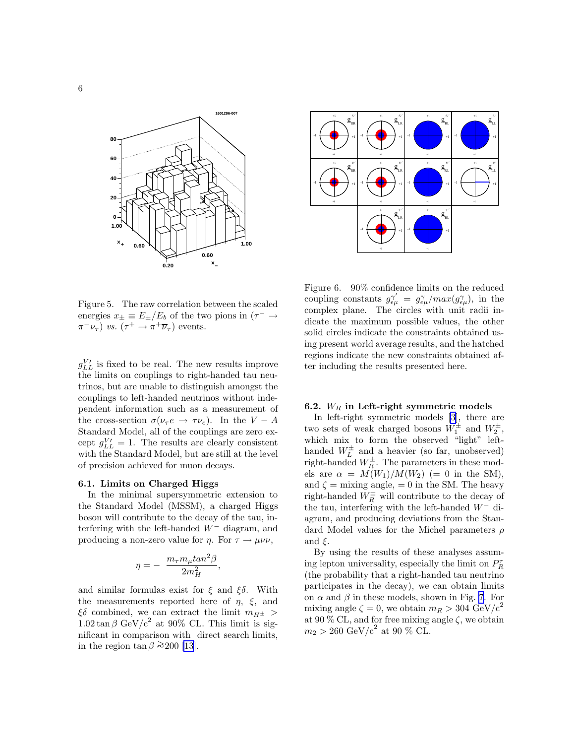Figure 5. The raw correlation between the scaled energies $x_{\pm} \equiv E_{\pm}/E_b$ of the two pions in $(\tau^- \to \pi^-\nu_\tau)$ *vs.* $(\tau^+ \to \pi^+\overline{\nu}_\tau)$ events.

$g^{V\prime}_{LL}$ is fixed to be real. The new results improve the limits on couplings to right-handed tau neutrinos, but are unable to distinguish amongst the couplings to left-handed neutrinos without independent information such as a measurement of the cross-section $\sigma(\nu_\tau e \to \tau \nu_e)$. In the $V-A$ Standard Model, all of the couplings are zero except $g^{V\prime}_{LL} = 1$. The results are clearly consistent with the Standard Model, but are still at the level of precision achieved for muon decays.

### 6.1. Limits on Charged Higgs

In the minimal supersymmetric extension to the Standard Model (MSSM), a charged Higgs boson will contribute to the decay of the tau, interfering with the left-handed $W^-$ diagram, and producing a non-zero value for $\eta$. For $\tau \to \mu\nu\nu$,

$$\eta = -\ \frac{m_\tau m_\mu tan^2\beta}{2m_H^2},$$

and similar formulas exist for $\xi$ and $\xi\delta$. With the measurements reported here of $\eta$, $\xi$, and $\xi\delta$ combined, we can extract the limit $m_{H^\pm} > 1.02\tan\beta$ GeV/c$^2$ at 90% CL. This limit is significant in comparison with direct search limits, in the region $\tan\beta \gtrsim 200$ [13].

Figure 6. 90% confidence limits on the reduced coupling constants $g^{\gamma\prime}_{\epsilon\mu} = g^\gamma_{\epsilon\mu}/max(g^\gamma_{\epsilon\mu})$, in the complex plane. The circles with unit radii indicate the maximum possible values, the other solid circles indicate the constraints obtained using present world average results, and the hatched regions indicate the new constraints obtained after including the results presented here.

### 6.2. $W_R$ in Left-right symmetric models

In left-right symmetric models [3], there are two sets of weak charged bosons $W_1^\pm$ and $W_2^\pm$, which mix to form the observed "light" left-handed $W_L^\pm$ and a heavier (so far, unobserved) right-handed $W_R^\pm$. The parameters in these models are $\alpha = M(W_1)/M(W_2)$ (= 0 in the SM), and $\zeta$ = mixing angle, = 0 in the SM. The heavy right-handed $W_R^\pm$ will contribute to the decay of the tau, interfering with the left-handed $W^-$ diagram, and producing deviations from the Standard Model values for the Michel parameters $\rho$ and $\xi$.

By using the results of these analyses assuming lepton universality, especially the limit on $P_R^\tau$ (the probability that a right-handed tau neutrino participates in the decay), we can obtain limits on $\alpha$ and $\beta$ in these models, shown in Fig. 7. For mixing angle $\zeta = 0$, we obtain $m_R > 304$ GeV/c$^2$ at 90 % CL, and for free mixing angle $\zeta$, we obtain $m_2 > 260$ GeV/c$^2$ at 90 % CL.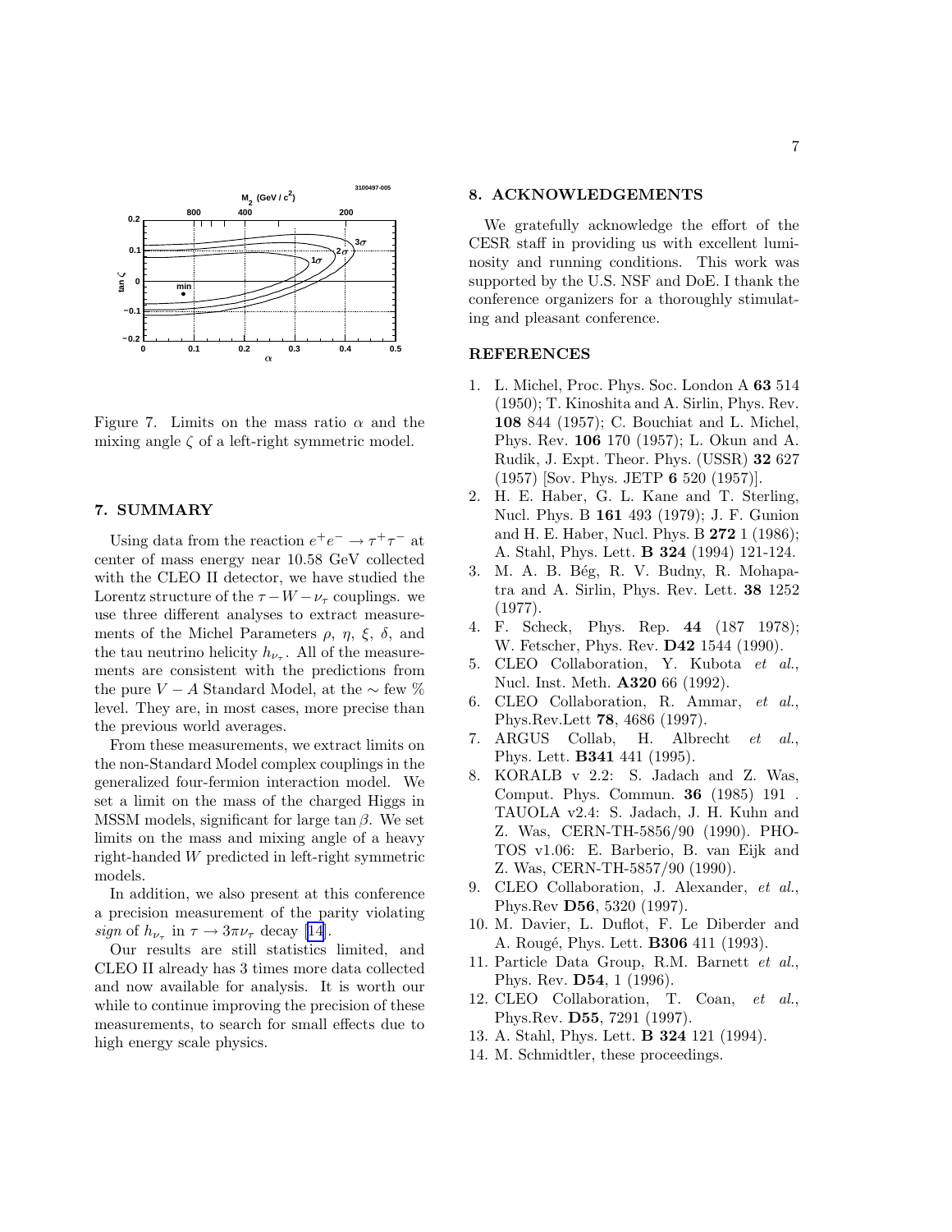3100497-005

$M_2$ (GeV / $c^2$)

800 400 200

0.2

0.1

0

−0.1

−0.2

tan ζ

min

1σ 2σ 3σ

0 0.1 0.2 0.3 0.4 0.5

α

Figure 7. Limits on the mass ratio $\alpha$ and the mixing angle $\zeta$ of a left-right symmetric model.

## 7. SUMMARY

Using data from the reaction $e^+e^- \to \tau^+\tau^-$ at center of mass energy near 10.58 GeV collected with the CLEO II detector, we have studied the Lorentz structure of the $\tau - W - \nu_\tau$ couplings. we use three different analyses to extract measurements of the Michel Parameters $\rho$, $\eta$, $\xi$, $\delta$, and the tau neutrino helicity $h_{\nu_\tau}$. All of the measurements are consistent with the predictions from the pure $V - A$ Standard Model, at the $\sim$ few % level. They are, in most cases, more precise than the previous world averages.

From these measurements, we extract limits on the non-Standard Model complex couplings in the generalized four-fermion interaction model. We set a limit on the mass of the charged Higgs in MSSM models, significant for large $\tan\beta$. We set limits on the mass and mixing angle of a heavy right-handed $W$ predicted in left-right symmetric models.

In addition, we also present at this conference a precision measurement of the parity violating *sign* of $h_{\nu_\tau}$ in $\tau \to 3\pi\nu_\tau$ decay [14].

Our results are still statistics limited, and CLEO II already has 3 times more data collected and now available for analysis. It is worth our while to continue improving the precision of these measurements, to search for small effects due to high energy scale physics.

## 8. ACKNOWLEDGEMENTS

We gratefully acknowledge the effort of the CESR staff in providing us with excellent luminosity and running conditions. This work was supported by the U.S. NSF and DoE. I thank the conference organizers for a thoroughly stimulating and pleasant conference.

## REFERENCES

1. L. Michel, Proc. Phys. Soc. London A **63** 514 (1950); T. Kinoshita and A. Sirlin, Phys. Rev. **108** 844 (1957); C. Bouchiat and L. Michel, Phys. Rev. **106** 170 (1957); L. Okun and A. Rudik, J. Expt. Theor. Phys. (USSR) **32** 627 (1957) [Sov. Phys. JETP **6** 520 (1957)].
2. H. E. Haber, G. L. Kane and T. Sterling, Nucl. Phys. B **161** 493 (1979); J. F. Gunion and H. E. Haber, Nucl. Phys. B **272** 1 (1986); A. Stahl, Phys. Lett. **B 324** (1994) 121-124.
3. M. A. B. Bég, R. V. Budny, R. Mohapatra and A. Sirlin, Phys. Rev. Lett. **38** 1252 (1977).
4. F. Scheck, Phys. Rep. **44** (187 1978); W. Fetscher, Phys. Rev. **D42** 1544 (1990).
5. CLEO Collaboration, Y. Kubota *et al.*, Nucl. Inst. Meth. **A320** 66 (1992).
6. CLEO Collaboration, R. Ammar, *et al.*, Phys.Rev.Lett **78**, 4686 (1997).
7. ARGUS Collab, H. Albrecht *et al.*, Phys. Lett. **B341** 441 (1995).
8. KORALB v 2.2: S. Jadach and Z. Was, Comput. Phys. Commun. **36** (1985) 191 . TAUOLA v2.4: S. Jadach, J. H. Kuhn and Z. Was, CERN-TH-5856/90 (1990). PHOTOS v1.06: E. Barberio, B. van Eijk and Z. Was, CERN-TH-5857/90 (1990).
9. CLEO Collaboration, J. Alexander, *et al.*, Phys.Rev **D56**, 5320 (1997).
10. M. Davier, L. Duflot, F. Le Diberder and A. Rougé, Phys. Lett. **B306** 411 (1993).
11. Particle Data Group, R.M. Barnett *et al.*, Phys. Rev. **D54**, 1 (1996).
12. CLEO Collaboration, T. Coan, *et al.*, Phys.Rev. **D55**, 7291 (1997).
13. A. Stahl, Phys. Lett. **B 324** 121 (1994).
14. M. Schmidtler, these proceedings.